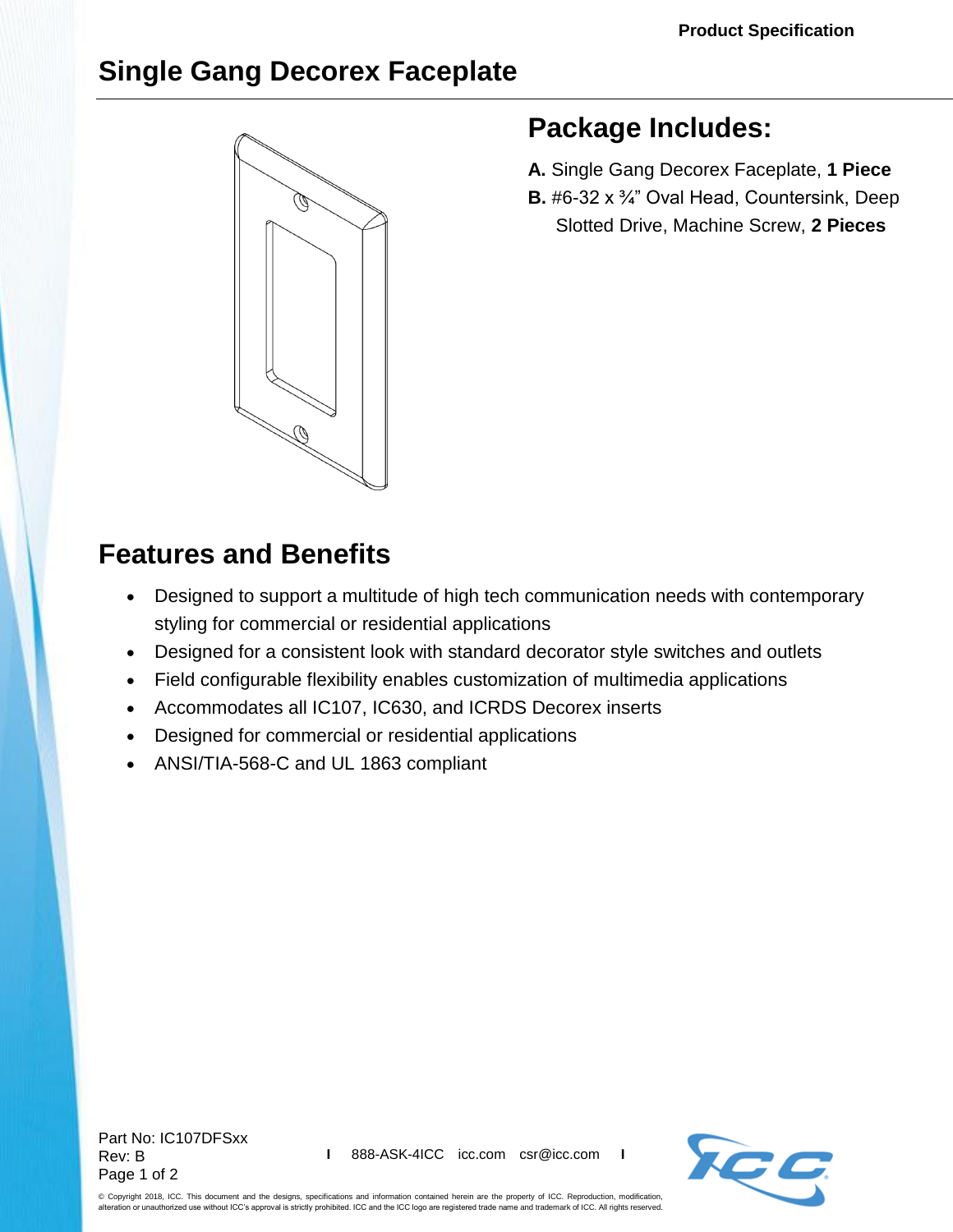Product Specification

# Single Gang Decorex Faceplate

## Package Includes:

**A.** Single Gang Decorex Faceplate, **1 Piece**
**B.** #6-32 x ¾" Oval Head, Countersink, Deep Slotted Drive, Machine Screw, **2 Pieces**

## Features and Benefits

- Designed to support a multitude of high tech communication needs with contemporary styling for commercial or residential applications
- Designed for a consistent look with standard decorator style switches and outlets
- Field configurable flexibility enables customization of multimedia applications
- Accommodates all IC107, IC630, and ICRDS Decorex inserts
- Designed for commercial or residential applications
- ANSI/TIA-568-C and UL 1863 compliant

Part No: IC107DFSxx
Rev: B

888-ASK-4ICC icc.com csr@icc.com

© Copyright 2018, ICC. This document and the designs, specifications and information contained herein are the property of ICC. Reproduction, modification, alteration or unauthorized use without ICC's approval is strictly prohibited. ICC and the ICC logo are registered trade name and trademark of ICC. All rights reserved.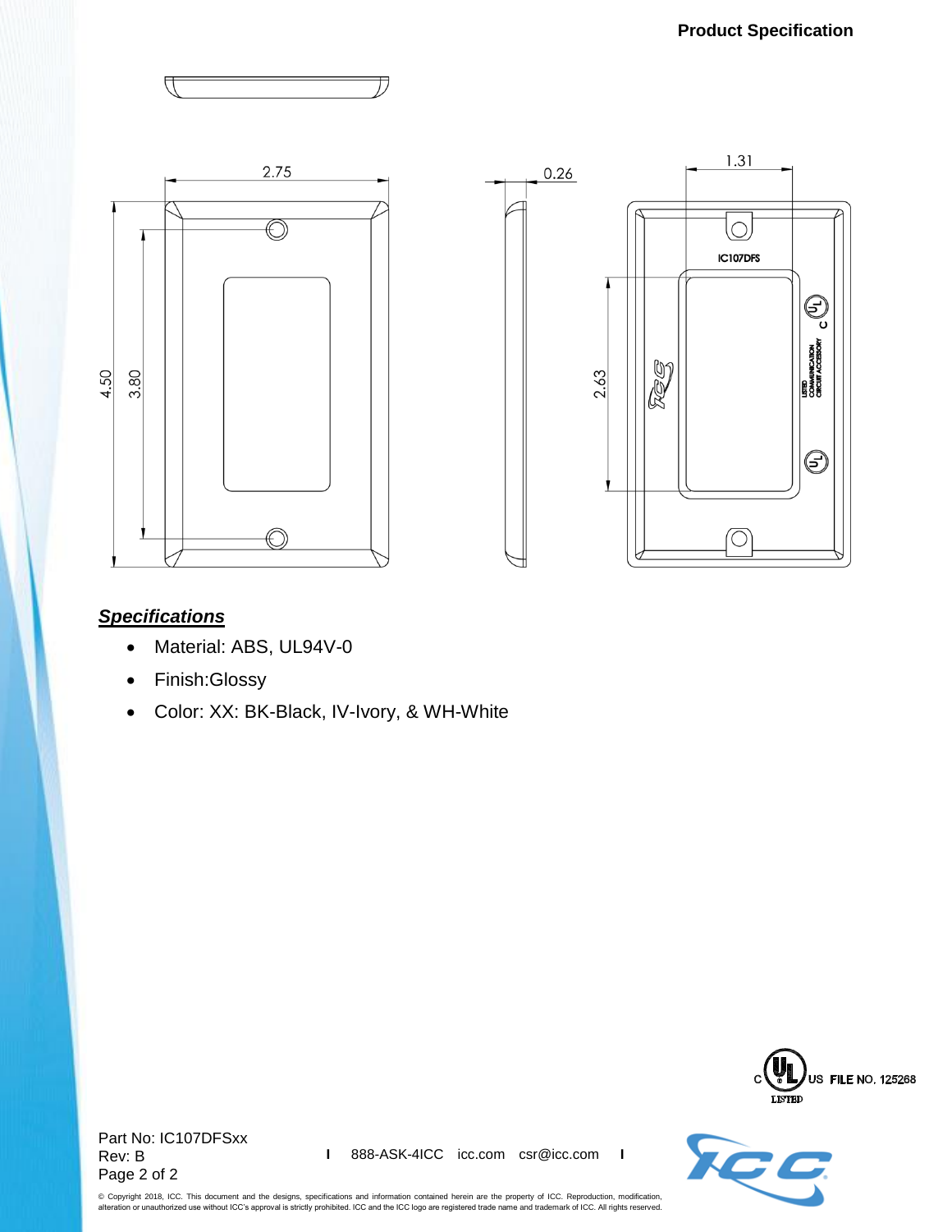Product Specification

2.75

4.50

3.80

0.26

1.31

2.63

IC107DFS

## *Specifications*

- Material: ABS, UL94V-0
- Finish:Glossy
- Color: XX: BK-Black, IV-Ivory, & WH-White

C UL US FILE NO. 125268 LISTED

Part No: IC107DFSxx
Rev: B

888-ASK-4ICC icc.com csr@icc.com

© Copyright 2018, ICC. This document and the designs, specifications and information contained herein are the property of ICC. Reproduction, modification, alteration or unauthorized use without ICC's approval is strictly prohibited. ICC and the ICC logo are registered trade name and trademark of ICC. All rights reserved.